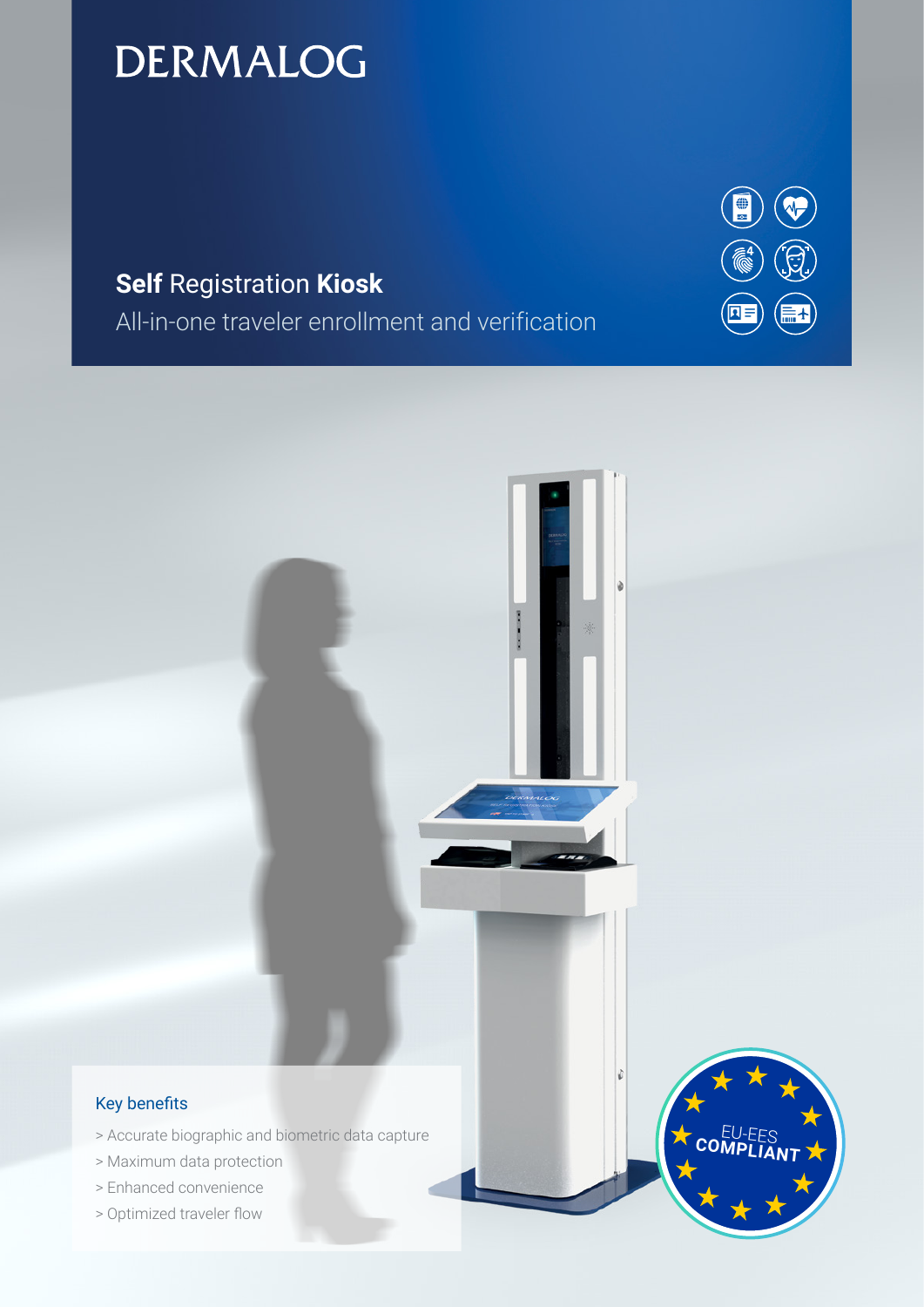# DERMALOG

## **Self** Registration **Kiosk**

All-in-one traveler enrollment and verification

### Key benefits

> Accurate biographic and biometric data capture
> Maximum data protection
> Enhanced convenience
> Optimized traveler flow

EU-EES COMPLIANT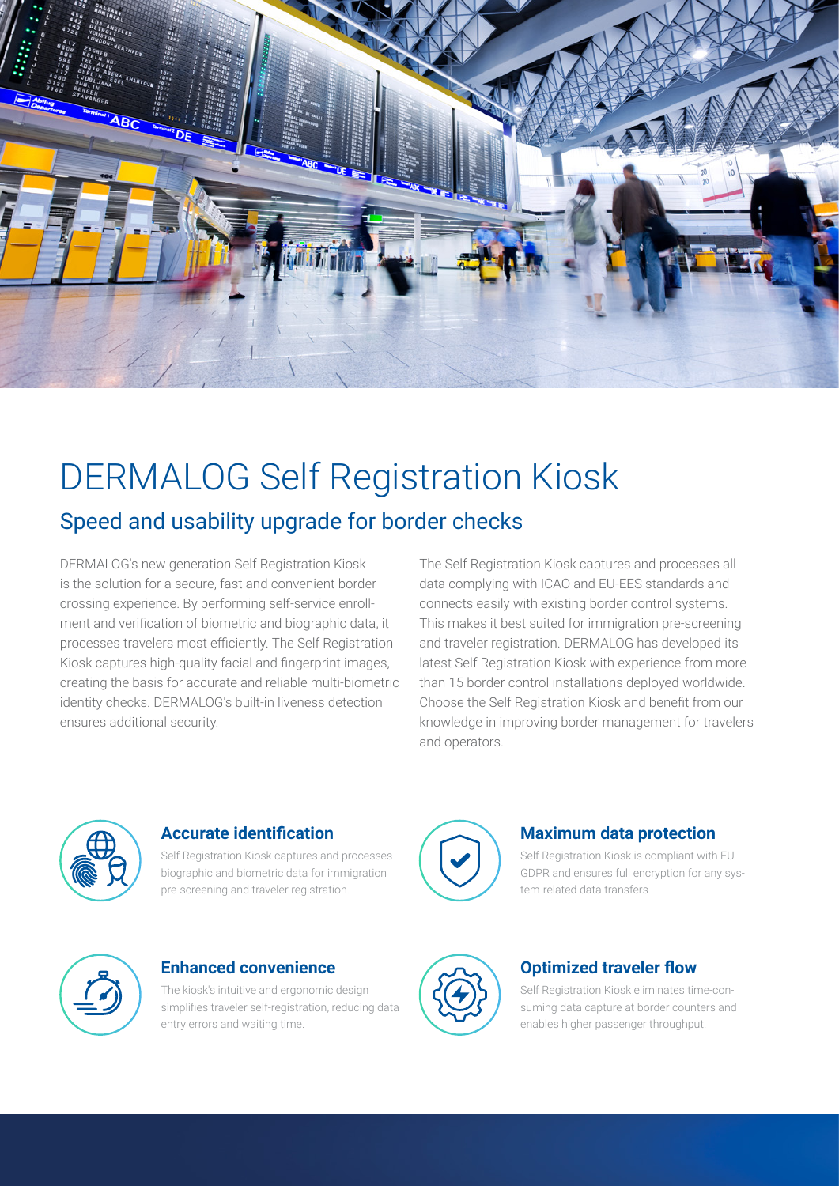# DERMALOG Self Registration Kiosk

## Speed and usability upgrade for border checks

DERMALOG's new generation Self Registration Kiosk is the solution for a secure, fast and convenient border crossing experience. By performing self-service enrollment and verification of biometric and biographic data, it processes travelers most efficiently. The Self Registration Kiosk captures high-quality facial and fingerprint images, creating the basis for accurate and reliable multi-biometric identity checks. DERMALOG's built-in liveness detection ensures additional security.

The Self Registration Kiosk captures and processes all data complying with ICAO and EU-EES standards and connects easily with existing border control systems. This makes it best suited for immigration pre-screening and traveler registration. DERMALOG has developed its latest Self Registration Kiosk with experience from more than 15 border control installations deployed worldwide. Choose the Self Registration Kiosk and benefit from our knowledge in improving border management for travelers and operators.

### Accurate identification

Self Registration Kiosk captures and processes biographic and biometric data for immigration pre-screening and traveler registration.

### Maximum data protection

Self Registration Kiosk is compliant with EU GDPR and ensures full encryption for any system-related data transfers.

### Enhanced convenience

The kiosk's intuitive and ergonomic design simplifies traveler self-registration, reducing data entry errors and waiting time.

### Optimized traveler flow

Self Registration Kiosk eliminates time-consuming data capture at border counters and enables higher passenger throughput.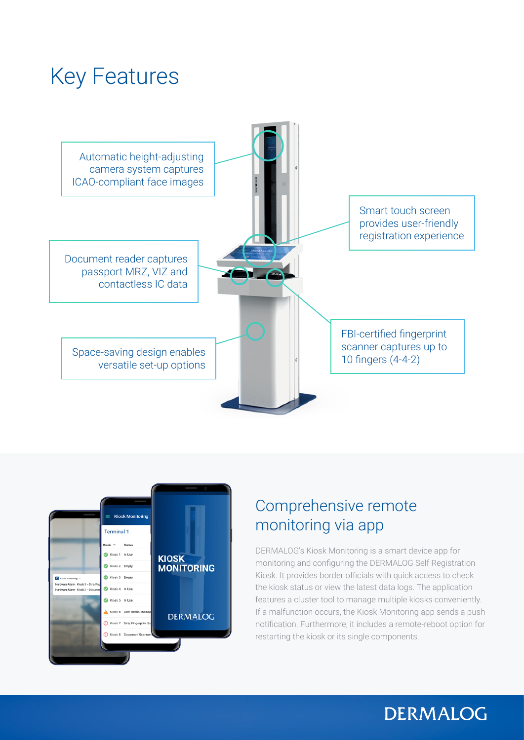# Key Features

Automatic height-adjusting camera system captures ICAO-compliant face images

Smart touch screen provides user-friendly registration experience

Document reader captures passport MRZ, VIZ and contactless IC data

FBI-certified fingerprint scanner captures up to 10 fingers (4-4-2)

Space-saving design enables versatile set-up options

## Comprehensive remote monitoring via app

DERMALOG's Kiosk Monitoring is a smart device app for monitoring and configuring the DERMALOG Self Registration Kiosk. It provides border officials with quick access to check the kiosk status or view the latest data logs. The application features a cluster tool to manage multiple kiosks conveniently. If a malfunction occurs, the Kiosk Monitoring app sends a push notification. Furthermore, it includes a remote-reboot option for restarting the kiosk or its single components.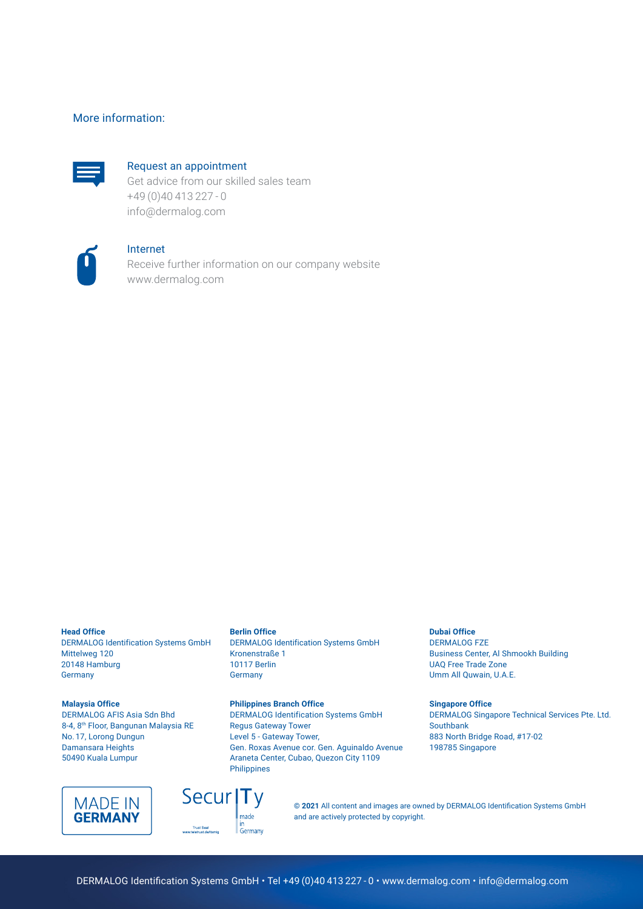More information:

**Request an appointment**
Get advice from our skilled sales team
+49 (0)40 413 227 - 0
info@dermalog.com

**Internet**
Receive further information on our company website
www.dermalog.com

**Head Office**
DERMALOG Identification Systems GmbH
Mittelweg 120
20148 Hamburg
Germany

**Malaysia Office**
DERMALOG AFIS Asia Sdn Bhd
8-4, 8th Floor, Bangunan Malaysia RE
No. 17, Lorong Dungun
Damansara Heights
50490 Kuala Lumpur

**Berlin Office**
DERMALOG Identification Systems GmbH
Kronenstraße 1
10117 Berlin
Germany

**Philippines Branch Office**
DERMALOG Identification Systems GmbH
Regus Gateway Tower
Level 5 - Gateway Tower,
Gen. Roxas Avenue cor. Gen. Aguinaldo Avenue
Araneta Center, Cubao, Quezon City 1109
Philippines

**Dubai Office**
DERMALOG FZE
Business Center, Al Shmookh Building
UAQ Free Trade Zone
Umm All Quwain, U.A.E.

**Singapore Office**
DERMALOG Singapore Technical Services Pte. Ltd.
Southbank
883 North Bridge Road, #17-02
198785 Singapore

MADE IN **GERMANY**

SecurITy made in Germany
Trust Seal
www.teletrust.de/itsmig

© **2021** All content and images are owned by DERMALOG Identification Systems GmbH and are actively protected by copyright.

DERMALOG Identification Systems GmbH • Tel +49 (0)40 413 227 - 0 • www.dermalog.com • info@dermalog.com